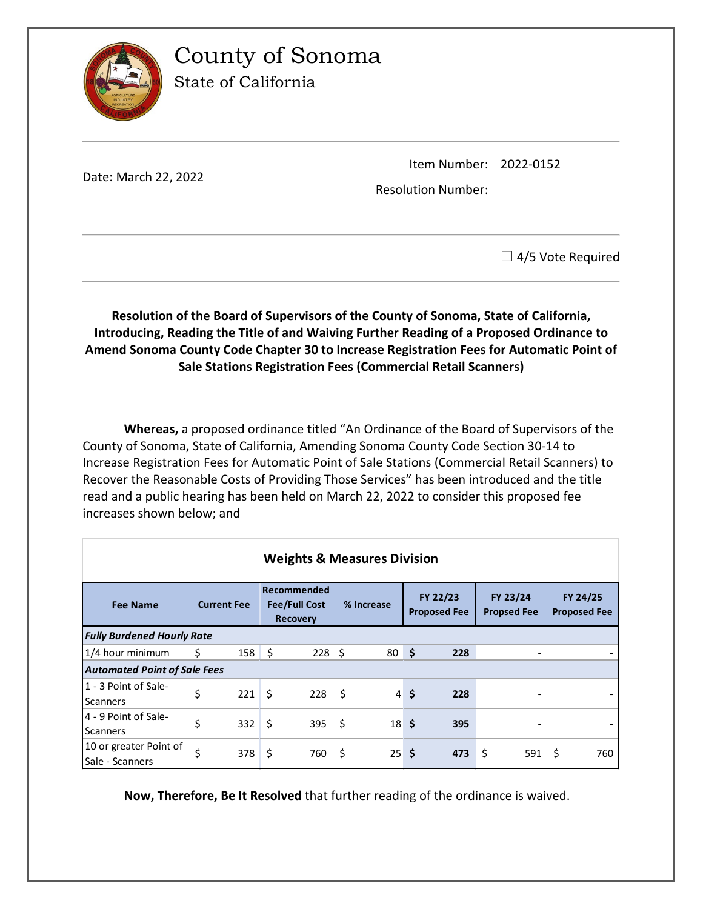# County of Sonoma

State of California

Date: March 22, 2022

Item Number: 2022-0152

Resolution Number:

☐ 4/5 Vote Required

**Resolution of the Board of Supervisors of the County of Sonoma, State of California, Introducing, Reading the Title of and Waiving Further Reading of a Proposed Ordinance to Amend Sonoma County Code Chapter 30 to Increase Registration Fees for Automatic Point of Sale Stations Registration Fees (Commercial Retail Scanners)**

**Whereas,** a proposed ordinance titled "An Ordinance of the Board of Supervisors of the County of Sonoma, State of California, Amending Sonoma County Code Section 30-14 to Increase Registration Fees for Automatic Point of Sale Stations (Commercial Retail Scanners) to Recover the Reasonable Costs of Providing Those Services" has been introduced and the title read and a public hearing has been held on March 22, 2022 to consider this proposed fee increases shown below; and

**Weights & Measures Division**

| Fee Name | Current Fee | Recommended Fee/Full Cost Recovery | % Increase | FY 22/23 Proposed Fee | FY 23/24 Propsed Fee | FY 24/25 Proposed Fee |
|---|---|---|---|---|---|---|
| ***Fully Burdened Hourly Rate*** | | | | | | |
| 1/4 hour minimum | $ 158 | $ 228 | $ 80 | **$ 228** | - | - |
| ***Automated Point of Sale Fees*** | | | | | | |
| 1 - 3 Point of Sale-Scanners | $ 221 | $ 228 | $ 4 | **$ 228** | - | - |
| 4 - 9 Point of Sale-Scanners | $ 332 | $ 395 | $ 18 | **$ 395** | - | - |
| 10 or greater Point of Sale - Scanners | $ 378 | $ 760 | $ 25 | **$ 473** | $ 591 | $ 760 |

**Now, Therefore, Be It Resolved** that further reading of the ordinance is waived.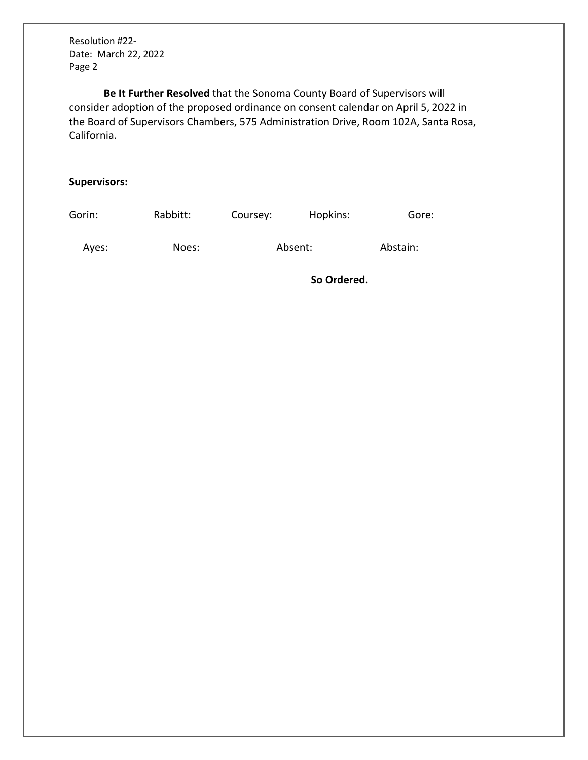Resolution #22-
Date: March 22, 2022
Page 2

**Be It Further Resolved** that the Sonoma County Board of Supervisors will consider adoption of the proposed ordinance on consent calendar on April 5, 2022 in the Board of Supervisors Chambers, 575 Administration Drive, Room 102A, Santa Rosa, California.

**Supervisors:**

Gorin: Rabbitt: Coursey: Hopkins: Gore:

Ayes: Noes: Absent: Abstain:

**So Ordered.**